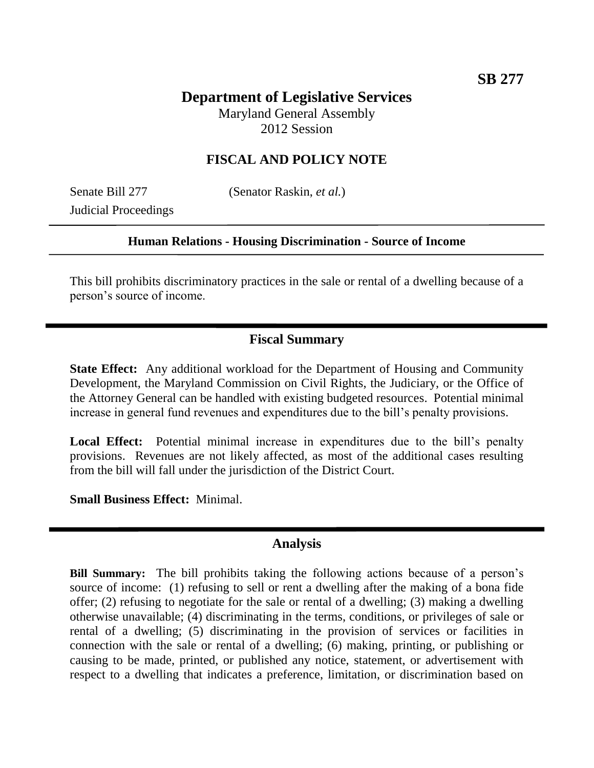**SB 277**

# Department of Legislative Services

Maryland General Assembly
2012 Session

## FISCAL AND POLICY NOTE

Senate Bill 277 (Senator Raskin, *et al.*)
Judicial Proceedings

**Human Relations - Housing Discrimination - Source of Income**

This bill prohibits discriminatory practices in the sale or rental of a dwelling because of a person's source of income.

## Fiscal Summary

**State Effect:** Any additional workload for the Department of Housing and Community Development, the Maryland Commission on Civil Rights, the Judiciary, or the Office of the Attorney General can be handled with existing budgeted resources. Potential minimal increase in general fund revenues and expenditures due to the bill's penalty provisions.

**Local Effect:** Potential minimal increase in expenditures due to the bill's penalty provisions. Revenues are not likely affected, as most of the additional cases resulting from the bill will fall under the jurisdiction of the District Court.

**Small Business Effect:** Minimal.

## Analysis

**Bill Summary:** The bill prohibits taking the following actions because of a person's source of income: (1) refusing to sell or rent a dwelling after the making of a bona fide offer; (2) refusing to negotiate for the sale or rental of a dwelling; (3) making a dwelling otherwise unavailable; (4) discriminating in the terms, conditions, or privileges of sale or rental of a dwelling; (5) discriminating in the provision of services or facilities in connection with the sale or rental of a dwelling; (6) making, printing, or publishing or causing to be made, printed, or published any notice, statement, or advertisement with respect to a dwelling that indicates a preference, limitation, or discrimination based on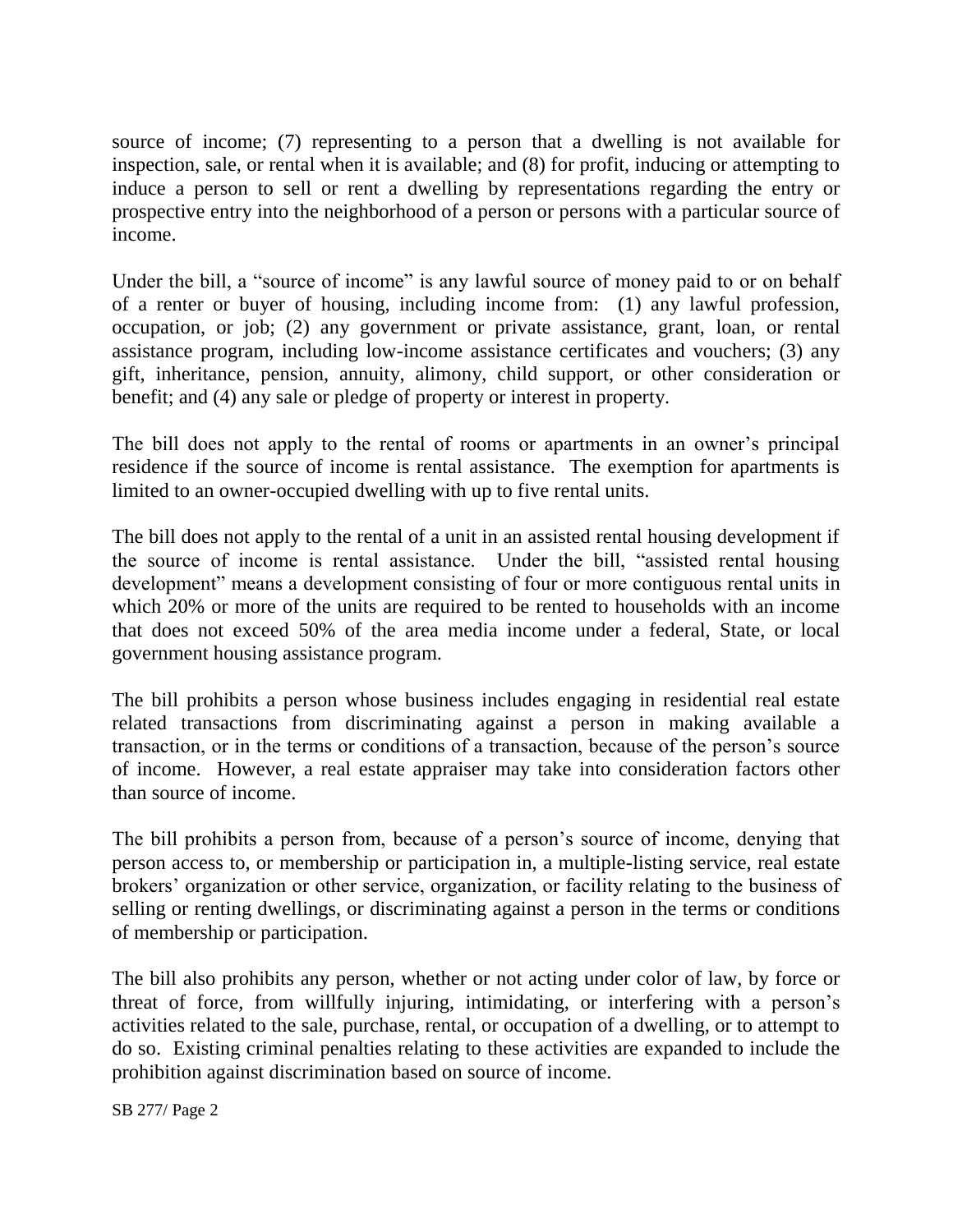source of income; (7) representing to a person that a dwelling is not available for inspection, sale, or rental when it is available; and (8) for profit, inducing or attempting to induce a person to sell or rent a dwelling by representations regarding the entry or prospective entry into the neighborhood of a person or persons with a particular source of income.

Under the bill, a "source of income" is any lawful source of money paid to or on behalf of a renter or buyer of housing, including income from: (1) any lawful profession, occupation, or job; (2) any government or private assistance, grant, loan, or rental assistance program, including low-income assistance certificates and vouchers; (3) any gift, inheritance, pension, annuity, alimony, child support, or other consideration or benefit; and (4) any sale or pledge of property or interest in property.

The bill does not apply to the rental of rooms or apartments in an owner's principal residence if the source of income is rental assistance. The exemption for apartments is limited to an owner-occupied dwelling with up to five rental units.

The bill does not apply to the rental of a unit in an assisted rental housing development if the source of income is rental assistance. Under the bill, "assisted rental housing development" means a development consisting of four or more contiguous rental units in which 20% or more of the units are required to be rented to households with an income that does not exceed 50% of the area media income under a federal, State, or local government housing assistance program.

The bill prohibits a person whose business includes engaging in residential real estate related transactions from discriminating against a person in making available a transaction, or in the terms or conditions of a transaction, because of the person's source of income. However, a real estate appraiser may take into consideration factors other than source of income.

The bill prohibits a person from, because of a person's source of income, denying that person access to, or membership or participation in, a multiple-listing service, real estate brokers' organization or other service, organization, or facility relating to the business of selling or renting dwellings, or discriminating against a person in the terms or conditions of membership or participation.

The bill also prohibits any person, whether or not acting under color of law, by force or threat of force, from willfully injuring, intimidating, or interfering with a person's activities related to the sale, purchase, rental, or occupation of a dwelling, or to attempt to do so. Existing criminal penalties relating to these activities are expanded to include the prohibition against discrimination based on source of income.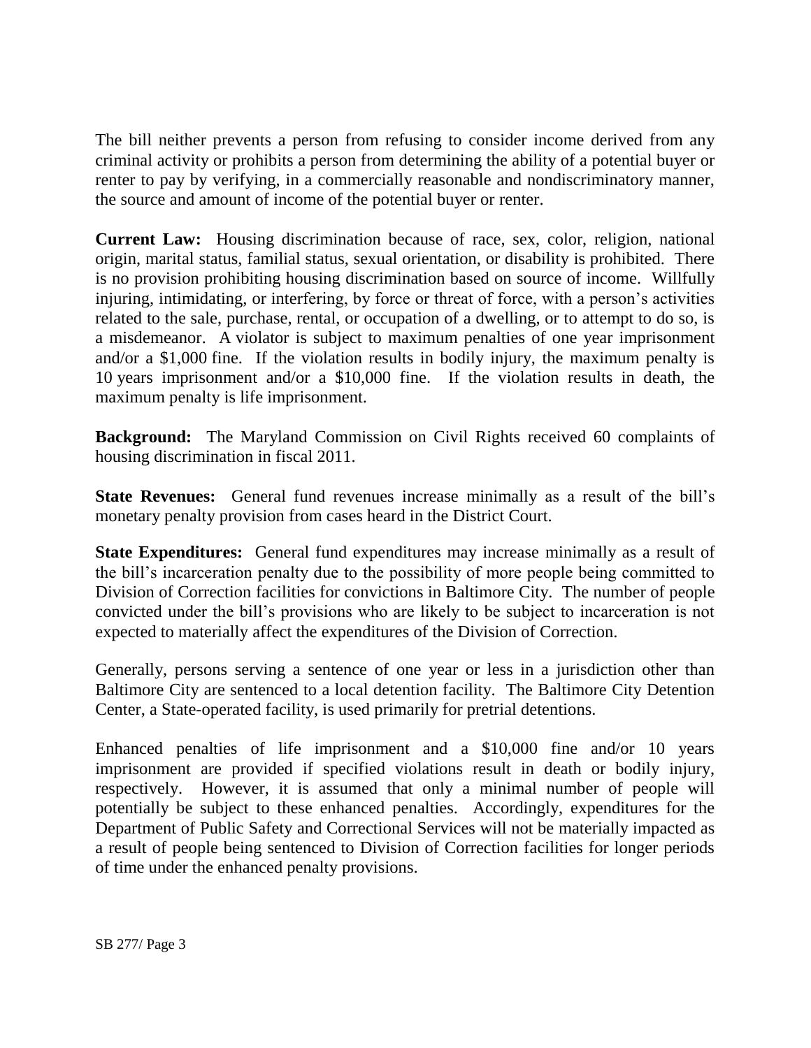The bill neither prevents a person from refusing to consider income derived from any criminal activity or prohibits a person from determining the ability of a potential buyer or renter to pay by verifying, in a commercially reasonable and nondiscriminatory manner, the source and amount of income of the potential buyer or renter.

**Current Law:** Housing discrimination because of race, sex, color, religion, national origin, marital status, familial status, sexual orientation, or disability is prohibited. There is no provision prohibiting housing discrimination based on source of income. Willfully injuring, intimidating, or interfering, by force or threat of force, with a person's activities related to the sale, purchase, rental, or occupation of a dwelling, or to attempt to do so, is a misdemeanor. A violator is subject to maximum penalties of one year imprisonment and/or a $1,000 fine. If the violation results in bodily injury, the maximum penalty is 10 years imprisonment and/or a $10,000 fine. If the violation results in death, the maximum penalty is life imprisonment.

**Background:** The Maryland Commission on Civil Rights received 60 complaints of housing discrimination in fiscal 2011.

**State Revenues:** General fund revenues increase minimally as a result of the bill's monetary penalty provision from cases heard in the District Court.

**State Expenditures:** General fund expenditures may increase minimally as a result of the bill's incarceration penalty due to the possibility of more people being committed to Division of Correction facilities for convictions in Baltimore City. The number of people convicted under the bill's provisions who are likely to be subject to incarceration is not expected to materially affect the expenditures of the Division of Correction.

Generally, persons serving a sentence of one year or less in a jurisdiction other than Baltimore City are sentenced to a local detention facility. The Baltimore City Detention Center, a State-operated facility, is used primarily for pretrial detentions.

Enhanced penalties of life imprisonment and a $10,000 fine and/or 10 years imprisonment are provided if specified violations result in death or bodily injury, respectively. However, it is assumed that only a minimal number of people will potentially be subject to these enhanced penalties. Accordingly, expenditures for the Department of Public Safety and Correctional Services will not be materially impacted as a result of people being sentenced to Division of Correction facilities for longer periods of time under the enhanced penalty provisions.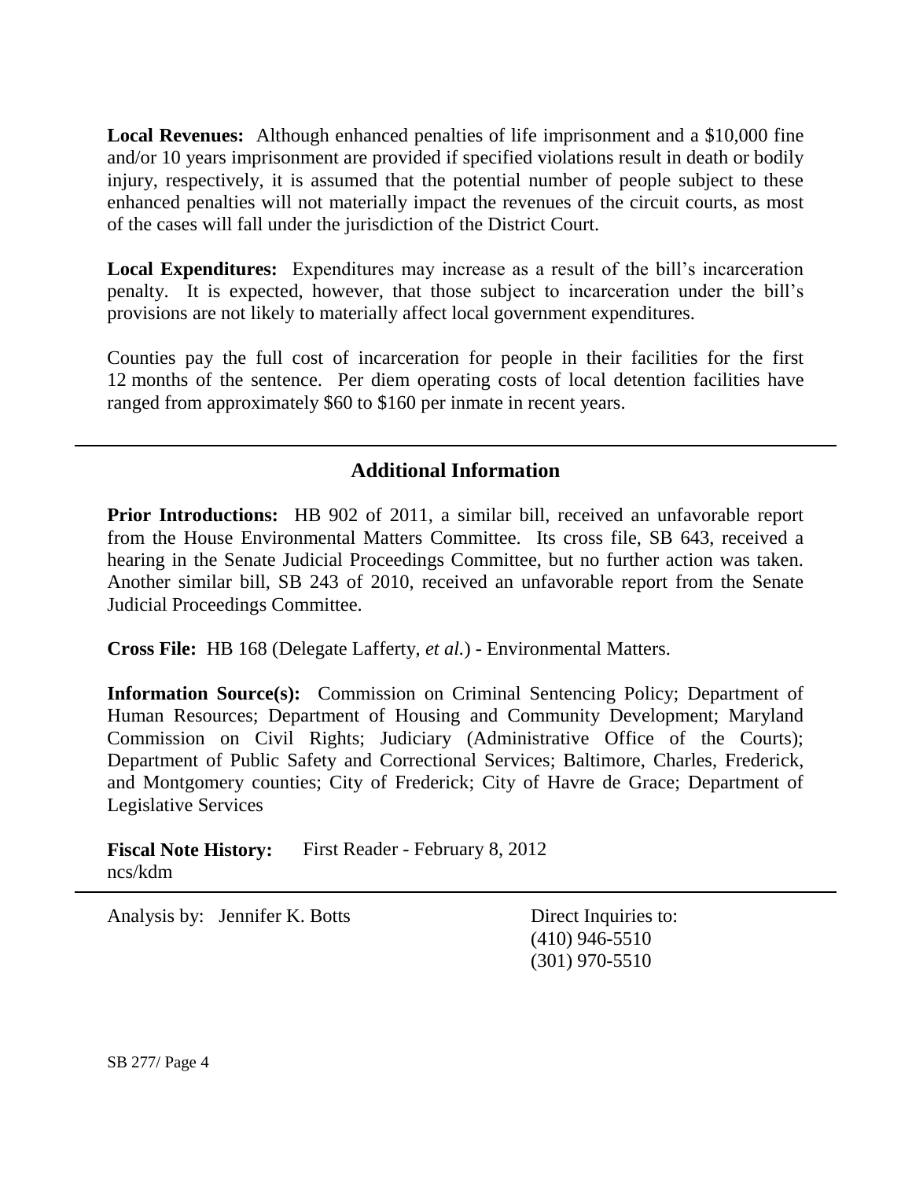**Local Revenues:** Although enhanced penalties of life imprisonment and a $10,000 fine and/or 10 years imprisonment are provided if specified violations result in death or bodily injury, respectively, it is assumed that the potential number of people subject to these enhanced penalties will not materially impact the revenues of the circuit courts, as most of the cases will fall under the jurisdiction of the District Court.

**Local Expenditures:** Expenditures may increase as a result of the bill's incarceration penalty. It is expected, however, that those subject to incarceration under the bill's provisions are not likely to materially affect local government expenditures.

Counties pay the full cost of incarceration for people in their facilities for the first 12 months of the sentence. Per diem operating costs of local detention facilities have ranged from approximately $60 to $160 per inmate in recent years.

---

## Additional Information

**Prior Introductions:** HB 902 of 2011, a similar bill, received an unfavorable report from the House Environmental Matters Committee. Its cross file, SB 643, received a hearing in the Senate Judicial Proceedings Committee, but no further action was taken. Another similar bill, SB 243 of 2010, received an unfavorable report from the Senate Judicial Proceedings Committee.

**Cross File:** HB 168 (Delegate Lafferty, *et al.*) - Environmental Matters.

**Information Source(s):** Commission on Criminal Sentencing Policy; Department of Human Resources; Department of Housing and Community Development; Maryland Commission on Civil Rights; Judiciary (Administrative Office of the Courts); Department of Public Safety and Correctional Services; Baltimore, Charles, Frederick, and Montgomery counties; City of Frederick; City of Havre de Grace; Department of Legislative Services

**Fiscal Note History:** First Reader - February 8, 2012
ncs/kdm

---

Analysis by: Jennifer K. Botts

Direct Inquiries to:
(410) 946-5510
(301) 970-5510